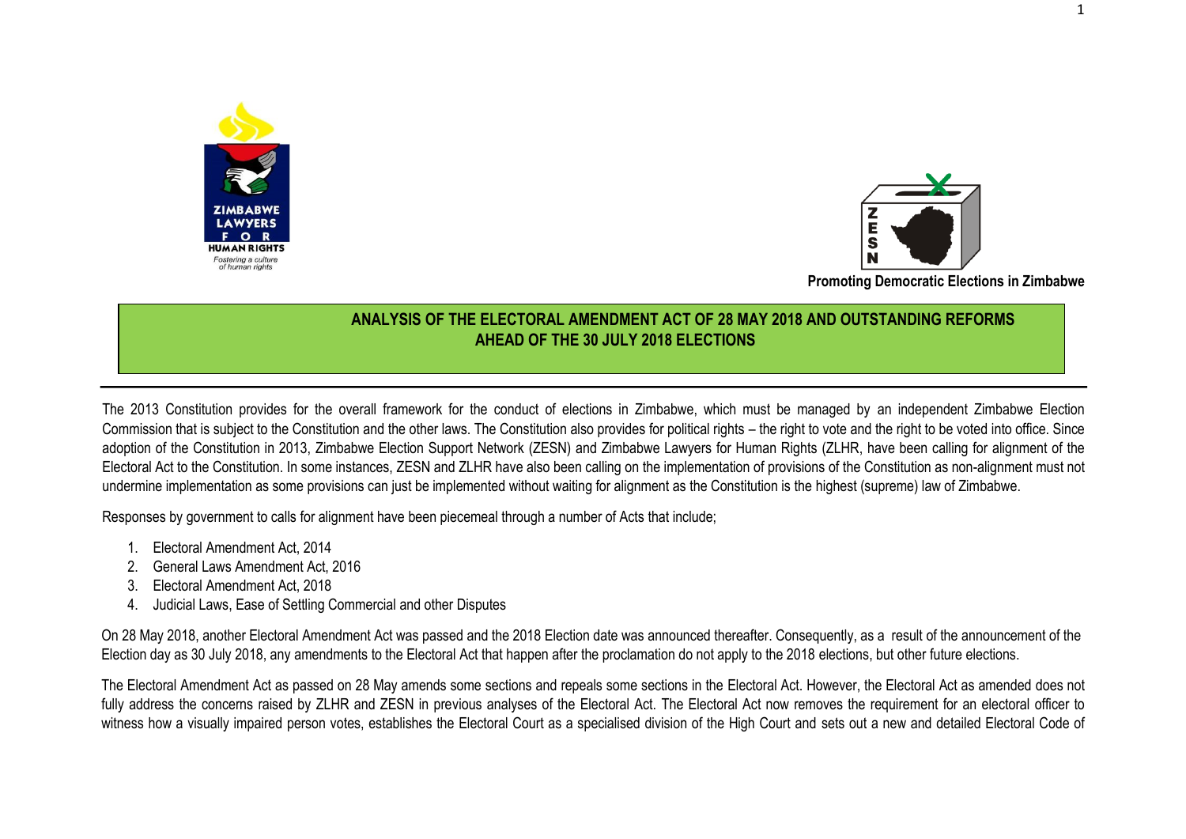ZIMBABWE LAWYERS FOR HUMAN RIGHTS

*Fostering a culture of human rights*

**Promoting Democratic Elections in Zimbabwe**

# ANALYSIS OF THE ELECTORAL AMENDMENT ACT OF 28 MAY 2018 AND OUTSTANDING REFORMS AHEAD OF THE 30 JULY 2018 ELECTIONS

The 2013 Constitution provides for the overall framework for the conduct of elections in Zimbabwe, which must be managed by an independent Zimbabwe Election Commission that is subject to the Constitution and the other laws. The Constitution also provides for political rights – the right to vote and the right to be voted into office. Since adoption of the Constitution in 2013, Zimbabwe Election Support Network (ZESN) and Zimbabwe Lawyers for Human Rights (ZLHR, have been calling for alignment of the Electoral Act to the Constitution. In some instances, ZESN and ZLHR have also been calling on the implementation of provisions of the Constitution as non-alignment must not undermine implementation as some provisions can just be implemented without waiting for alignment as the Constitution is the highest (supreme) law of Zimbabwe.

Responses by government to calls for alignment have been piecemeal through a number of Acts that include;

1. Electoral Amendment Act, 2014
2. General Laws Amendment Act, 2016
3. Electoral Amendment Act, 2018
4. Judicial Laws, Ease of Settling Commercial and other Disputes

On 28 May 2018, another Electoral Amendment Act was passed and the 2018 Election date was announced thereafter. Consequently, as a result of the announcement of the Election day as 30 July 2018, any amendments to the Electoral Act that happen after the proclamation do not apply to the 2018 elections, but other future elections.

The Electoral Amendment Act as passed on 28 May amends some sections and repeals some sections in the Electoral Act. However, the Electoral Act as amended does not fully address the concerns raised by ZLHR and ZESN in previous analyses of the Electoral Act. The Electoral Act now removes the requirement for an electoral officer to witness how a visually impaired person votes, establishes the Electoral Court as a specialised division of the High Court and sets out a new and detailed Electoral Code of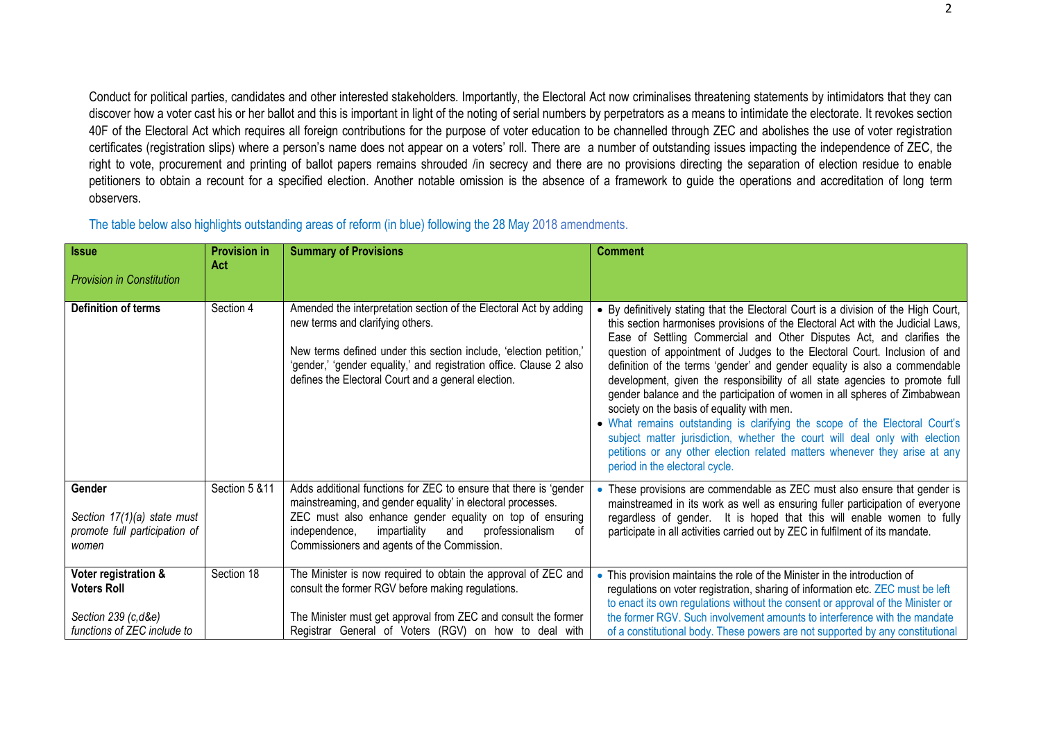Conduct for political parties, candidates and other interested stakeholders. Importantly, the Electoral Act now criminalises threatening statements by intimidators that they can discover how a voter cast his or her ballot and this is important in light of the noting of serial numbers by perpetrators as a means to intimidate the electorate. It revokes section 40F of the Electoral Act which requires all foreign contributions for the purpose of voter education to be channelled through ZEC and abolishes the use of voter registration certificates (registration slips) where a person's name does not appear on a voters' roll. There are a number of outstanding issues impacting the independence of ZEC, the right to vote, procurement and printing of ballot papers remains shrouded /in secrecy and there are no provisions directing the separation of election residue to enable petitioners to obtain a recount for a specified election. Another notable omission is the absence of a framework to guide the operations and accreditation of long term observers.

The table below also highlights outstanding areas of reform (in blue) following the 28 May 2018 amendments.

| **Issue**<br>*Provision in Constitution* | **Provision in Act** | **Summary of Provisions** | **Comment** |
|---|---|---|---|
| **Definition of terms** | Section 4 | Amended the interpretation section of the Electoral Act by adding new terms and clarifying others.<br><br>New terms defined under this section include, 'election petition,' 'gender,' 'gender equality,' and registration office. Clause 2 also defines the Electoral Court and a general election. | • By definitively stating that the Electoral Court is a division of the High Court, this section harmonises provisions of the Electoral Act with the Judicial Laws, Ease of Settling Commercial and Other Disputes Act, and clarifies the question of appointment of Judges to the Electoral Court. Inclusion of and definition of the terms 'gender' and gender equality is also a commendable development, given the responsibility of all state agencies to promote full gender balance and the participation of women in all spheres of Zimbabwean society on the basis of equality with men.<br>• What remains outstanding is clarifying the scope of the Electoral Court's subject matter jurisdiction, whether the court will deal only with election petitions or any other election related matters whenever they arise at any period in the electoral cycle. |
| **Gender**<br><br>*Section 17(1)(a) state must promote full participation of women* | Section 5 &11 | Adds additional functions for ZEC to ensure that there is 'gender mainstreaming, and gender equality' in electoral processes.<br>ZEC must also enhance gender equality on top of ensuring independence, impartiality and professionalism of Commissioners and agents of the Commission. | • These provisions are commendable as ZEC must also ensure that gender is mainstreamed in its work as well as ensuring fuller participation of everyone regardless of gender. It is hoped that this will enable women to fully participate in all activities carried out by ZEC in fulfilment of its mandate. |
| **Voter registration & Voters Roll**<br><br>*Section 239 (c,d&e) functions of ZEC include to* | Section 18 | The Minister is now required to obtain the approval of ZEC and consult the former RGV before making regulations.<br><br>The Minister must get approval from ZEC and consult the former Registrar General of Voters (RGV) on how to deal with | • This provision maintains the role of the Minister in the introduction of regulations on voter registration, sharing of information etc. ZEC must be left to enact its own regulations without the consent or approval of the Minister or the former RGV. Such involvement amounts to interference with the mandate of a constitutional body. These powers are not supported by any constitutional |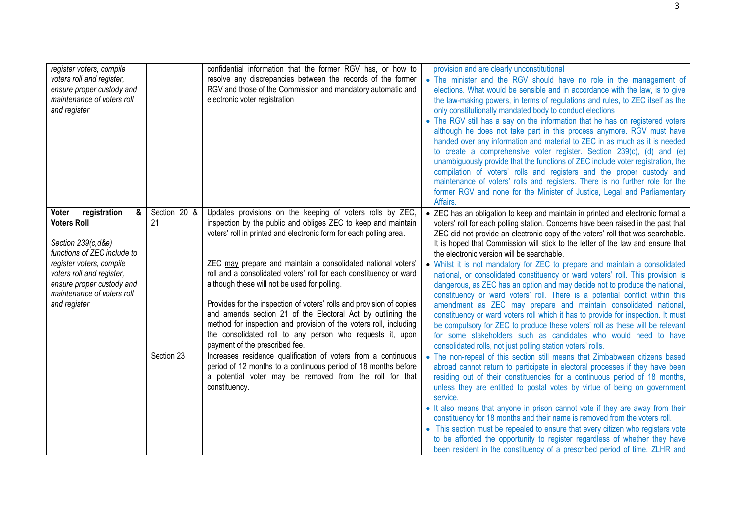| | | | |
|---|---|---|---|
| *register voters, compile voters roll and register, ensure proper custody and maintenance of voters roll and register* | | confidential information that the former RGV has, or how to resolve any discrepancies between the records of the former RGV and those of the Commission and mandatory automatic and electronic voter registration | provision and are clearly unconstitutional<br>• The minister and the RGV should have no role in the management of elections. What would be sensible and in accordance with the law, is to give the law-making powers, in terms of regulations and rules, to ZEC itself as the only constitutionally mandated body to conduct elections<br>• The RGV still has a say on the information that he has on registered voters although he does not take part in this process anymore. RGV must have handed over any information and material to ZEC in as much as it is needed to create a comprehensive voter register. Section 239(c), (d) and (e) unambiguously provide that the functions of ZEC include voter registration, the compilation of voters' rolls and registers and the proper custody and maintenance of voters' rolls and registers. There is no further role for the former RGV and none for the Minister of Justice, Legal and Parliamentary Affairs. |
| **Voter registration & Voters Roll**<br><br>*Section 239(c,d&e) functions of ZEC include to register voters, compile voters roll and register, ensure proper custody and maintenance of voters roll and register* | Section 20 & 21 | Updates provisions on the keeping of voters rolls by ZEC, inspection by the public and obliges ZEC to keep and maintain voters' roll in printed and electronic form for each polling area.<br><br>ZEC <u>may</u> prepare and maintain a consolidated national voters' roll and a consolidated voters' roll for each constituency or ward although these will not be used for polling.<br><br>Provides for the inspection of voters' rolls and provision of copies and amends section 21 of the Electoral Act by outlining the method for inspection and provision of the voters roll, including the consolidated roll to any person who requests it, upon payment of the prescribed fee. | • ZEC has an obligation to keep and maintain in printed and electronic format a voters' roll for each polling station. Concerns have been raised in the past that ZEC did not provide an electronic copy of the voters' roll that was searchable. It is hoped that Commission will stick to the letter of the law and ensure that the electronic version will be searchable.<br>• Whilst it is not mandatory for ZEC to prepare and maintain a consolidated national, or consolidated constituency or ward voters' roll. This provision is dangerous, as ZEC has an option and may decide not to produce the national, constituency or ward voters' roll. There is a potential conflict within this amendment as ZEC may prepare and maintain consolidated national, constituency or ward voters roll which it has to provide for inspection. It must be compulsory for ZEC to produce these voters' roll as these will be relevant for some stakeholders such as candidates who would need to have consolidated rolls, not just polling station voters' rolls. |
| | Section 23 | Increases residence qualification of voters from a continuous period of 12 months to a continuous period of 18 months before a potential voter may be removed from the roll for that constituency. | • The non-repeal of this section still means that Zimbabwean citizens based abroad cannot return to participate in electoral processes if they have been residing out of their constituencies for a continuous period of 18 months, unless they are entitled to postal votes by virtue of being on government service.<br>• It also means that anyone in prison cannot vote if they are away from their constituency for 18 months and their name is removed from the voters roll.<br>• This section must be repealed to ensure that every citizen who registers vote to be afforded the opportunity to register regardless of whether they have been resident in the constituency of a prescribed period of time. ZLHR and |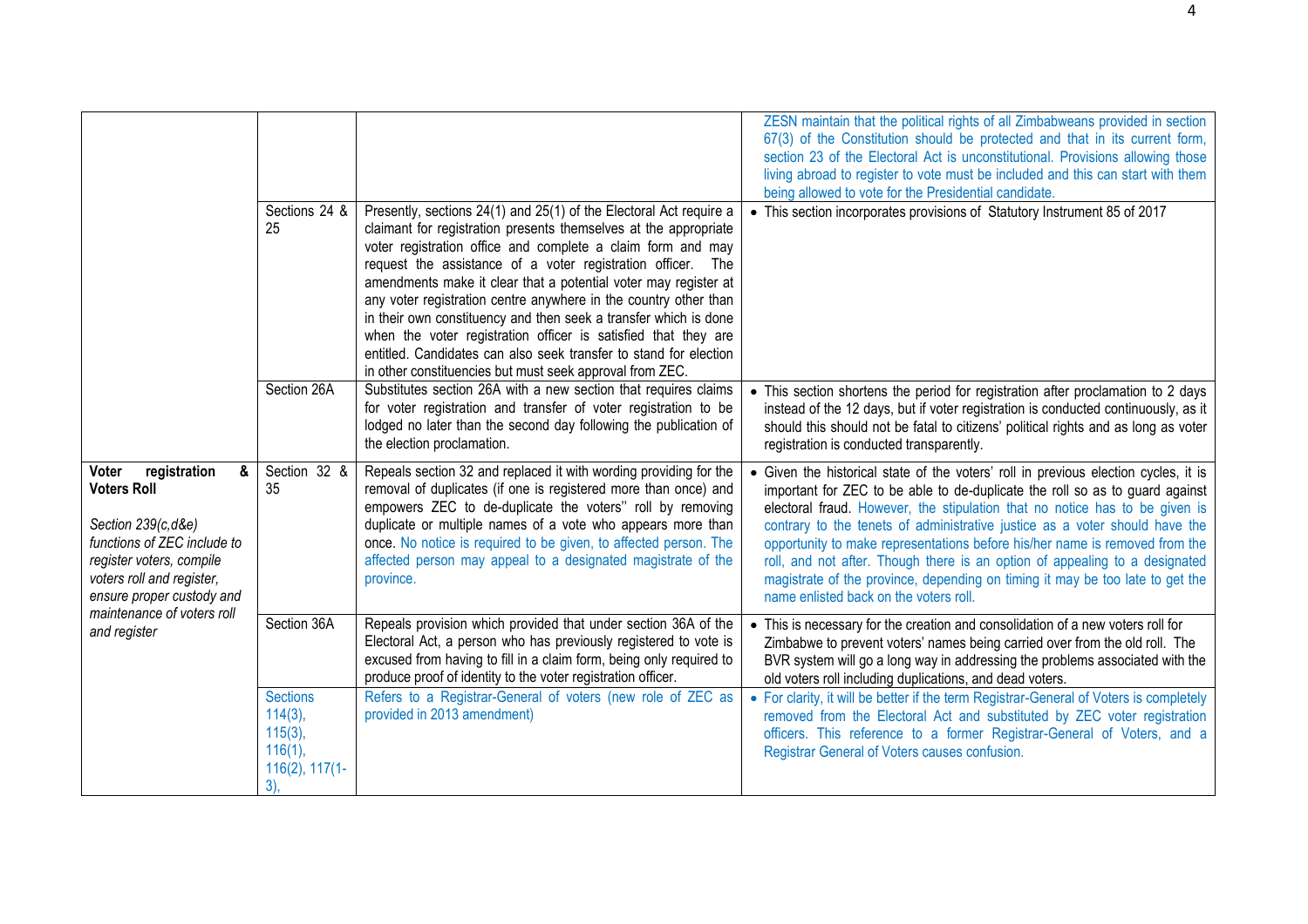| | | | |
|---|---|---|---|
| | | | ZESN maintain that the political rights of all Zimbabweans provided in section 67(3) of the Constitution should be protected and that in its current form, section 23 of the Electoral Act is unconstitutional. Provisions allowing those living abroad to register to vote must be included and this can start with them being allowed to vote for the Presidential candidate. |
| | Sections 24 & 25 | Presently, sections 24(1) and 25(1) of the Electoral Act require a claimant for registration presents themselves at the appropriate voter registration office and complete a claim form and may request the assistance of a voter registration officer. The amendments make it clear that a potential voter may register at any voter registration centre anywhere in the country other than in their own constituency and then seek a transfer which is done when the voter registration officer is satisfied that they are entitled. Candidates can also seek transfer to stand for election in other constituencies but must seek approval from ZEC. | • This section incorporates provisions of Statutory Instrument 85 of 2017 |
| | Section 26A | Substitutes section 26A with a new section that requires claims for voter registration and transfer of voter registration to be lodged no later than the second day following the publication of the election proclamation. | • This section shortens the period for registration after proclamation to 2 days instead of the 12 days, but if voter registration is conducted continuously, as it should this should not be fatal to citizens' political rights and as long as voter registration is conducted transparently. |
| **Voter registration & Voters Roll**<br><br>*Section 239(c,d&e) functions of ZEC include to register voters, compile voters roll and register, ensure proper custody and maintenance of voters roll and register* | Section 32 & 35 | Repeals section 32 and replaced it with wording providing for the removal of duplicates (if one is registered more than once) and empowers ZEC to de-duplicate the voters'' roll by removing duplicate or multiple names of a vote who appears more than once. No notice is required to be given, to affected person. The affected person may appeal to a designated magistrate of the province. | • Given the historical state of the voters' roll in previous election cycles, it is important for ZEC to be able to de-duplicate the roll so as to guard against electoral fraud. However, the stipulation that no notice has to be given is contrary to the tenets of administrative justice as a voter should have the opportunity to make representations before his/her name is removed from the roll, and not after. Though there is an option of appealing to a designated magistrate of the province, depending on timing it may be too late to get the name enlisted back on the voters roll. |
| | Section 36A | Repeals provision which provided that under section 36A of the Electoral Act, a person who has previously registered to vote is excused from having to fill in a claim form, being only required to produce proof of identity to the voter registration officer. | • This is necessary for the creation and consolidation of a new voters roll for Zimbabwe to prevent voters' names being carried over from the old roll. The BVR system will go a long way in addressing the problems associated with the old voters roll including duplications, and dead voters. |
| | Sections 114(3), 115(3), 116(1), 116(2), 117(1-3), | Refers to a Registrar-General of voters (new role of ZEC as provided in 2013 amendment) | • For clarity, it will be better if the term Registrar-General of Voters is completely removed from the Electoral Act and substituted by ZEC voter registration officers. This reference to a former Registrar-General of Voters, and a Registrar General of Voters causes confusion. |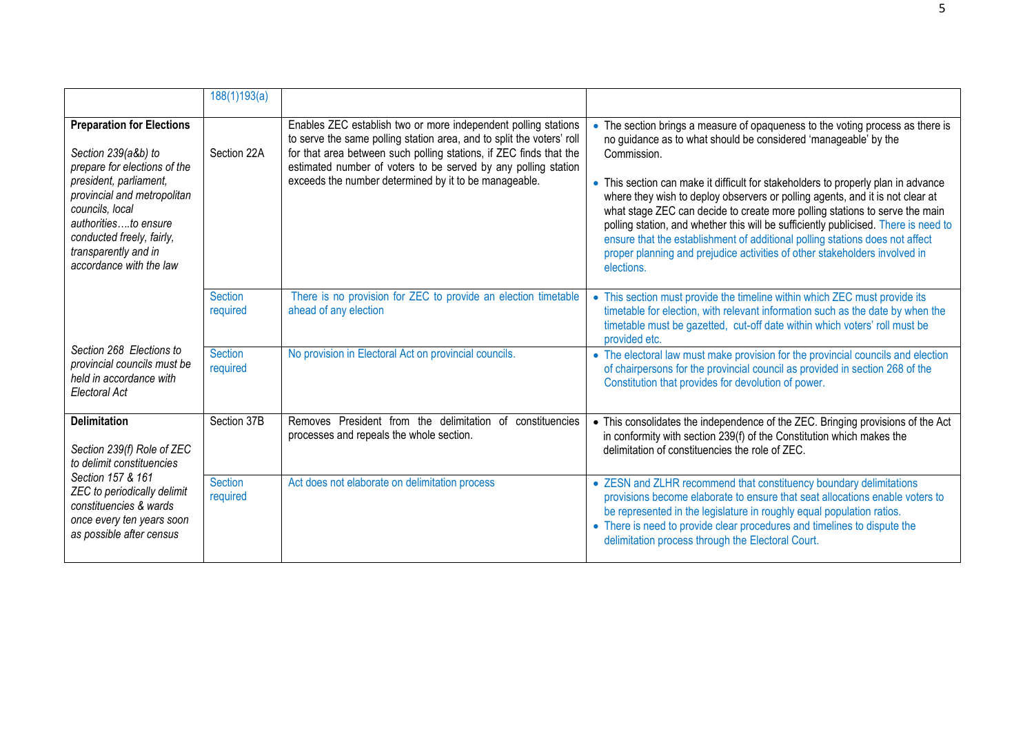| | 188(1)193(a) | | |
|---|---|---|---|
| **Preparation for Elections**<br><br>*Section 239(a&b) to prepare for elections of the president, parliament, provincial and metropolitan councils, local authorities….to ensure conducted freely, fairly, transparently and in accordance with the law* | Section 22A | Enables ZEC establish two or more independent polling stations to serve the same polling station area, and to split the voters' roll for that area between such polling stations, if ZEC finds that the estimated number of voters to be served by any polling station exceeds the number determined by it to be manageable. | • The section brings a measure of opaqueness to the voting process as there is no guidance as to what should be considered 'manageable' by the Commission.<br><br>• This section can make it difficult for stakeholders to properly plan in advance where they wish to deploy observers or polling agents, and it is not clear at what stage ZEC can decide to create more polling stations to serve the main polling station, and whether this will be sufficiently publicised. There is need to ensure that the establishment of additional polling stations does not affect proper planning and prejudice activities of other stakeholders involved in elections. |
| | Section required | There is no provision for ZEC to provide an election timetable ahead of any election | • This section must provide the timeline within which ZEC must provide its timetable for election, with relevant information such as the date by when the timetable must be gazetted, cut-off date within which voters' roll must be provided etc. |
| *Section 268 Elections to provincial councils must be held in accordance with Electoral Act* | Section required | No provision in Electoral Act on provincial councils. | • The electoral law must make provision for the provincial councils and election of chairpersons for the provincial council as provided in section 268 of the Constitution that provides for devolution of power. |
| **Delimitation**<br><br>*Section 239(f) Role of ZEC to delimit constituencies* | Section 37B | Removes President from the delimitation of constituencies processes and repeals the whole section. | • This consolidates the independence of the ZEC. Bringing provisions of the Act in conformity with section 239(f) of the Constitution which makes the delimitation of constituencies the role of ZEC. |
| *Section 157 & 161 ZEC to periodically delimit constituencies & wards once every ten years soon as possible after census* | Section required | Act does not elaborate on delimitation process | • ZESN and ZLHR recommend that constituency boundary delimitations provisions become elaborate to ensure that seat allocations enable voters to be represented in the legislature in roughly equal population ratios.<br>• There is need to provide clear procedures and timelines to dispute the delimitation process through the Electoral Court. |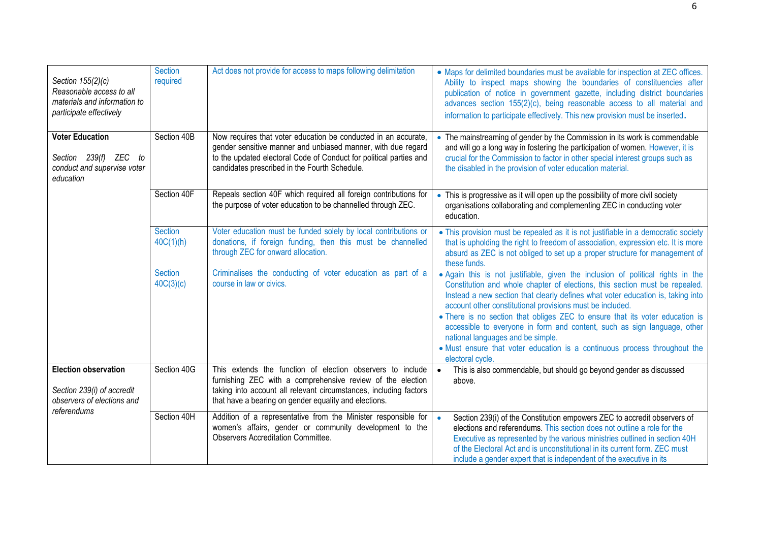| | | | |
|---|---|---|---|
| *Section 155(2)(c) Reasonable access to all materials and information to participate effectively* | Section required | Act does not provide for access to maps following delimitation | • Maps for delimited boundaries must be available for inspection at ZEC offices. Ability to inspect maps showing the boundaries of constituencies after publication of notice in government gazette, including district boundaries advances section 155(2)(c), being reasonable access to all material and information to participate effectively. This new provision must be inserted. |
| **Voter Education**<br><br>*Section 239(f) ZEC to conduct and supervise voter education* | Section 40B | Now requires that voter education be conducted in an accurate, gender sensitive manner and unbiased manner, with due regard to the updated electoral Code of Conduct for political parties and candidates prescribed in the Fourth Schedule. | • The mainstreaming of gender by the Commission in its work is commendable and will go a long way in fostering the participation of women. However, it is crucial for the Commission to factor in other special interest groups such as the disabled in the provision of voter education material. |
| | Section 40F | Repeals section 40F which required all foreign contributions for the purpose of voter education to be channelled through ZEC. | • This is progressive as it will open up the possibility of more civil society organisations collaborating and complementing ZEC in conducting voter education. |
| | Section 40C(1)(h)<br><br>Section 40C(3)(c) | Voter education must be funded solely by local contributions or donations, if foreign funding, then this must be channelled through ZEC for onward allocation.<br><br>Criminalises the conducting of voter education as part of a course in law or civics. | • This provision must be repealed as it is not justifiable in a democratic society that is upholding the right to freedom of association, expression etc. It is more absurd as ZEC is not obliged to set up a proper structure for management of these funds.<br>• Again this is not justifiable, given the inclusion of political rights in the Constitution and whole chapter of elections, this section must be repealed. Instead a new section that clearly defines what voter education is, taking into account other constitutional provisions must be included.<br>• There is no section that obliges ZEC to ensure that its voter education is accessible to everyone in form and content, such as sign language, other national languages and be simple.<br>• Must ensure that voter education is a continuous process throughout the electoral cycle. |
| **Election observation**<br><br>*Section 239(i) of accredit observers of elections and referendums* | Section 40G | This extends the function of election observers to include furnishing ZEC with a comprehensive review of the election taking into account all relevant circumstances, including factors that have a bearing on gender equality and elections. | • This is also commendable, but should go beyond gender as discussed above. |
| | Section 40H | Addition of a representative from the Minister responsible for women's affairs, gender or community development to the Observers Accreditation Committee. | • Section 239(i) of the Constitution empowers ZEC to accredit observers of elections and referendums. This section does not outline a role for the Executive as represented by the various ministries outlined in section 40H of the Electoral Act and is unconstitutional in its current form. ZEC must include a gender expert that is independent of the executive in its |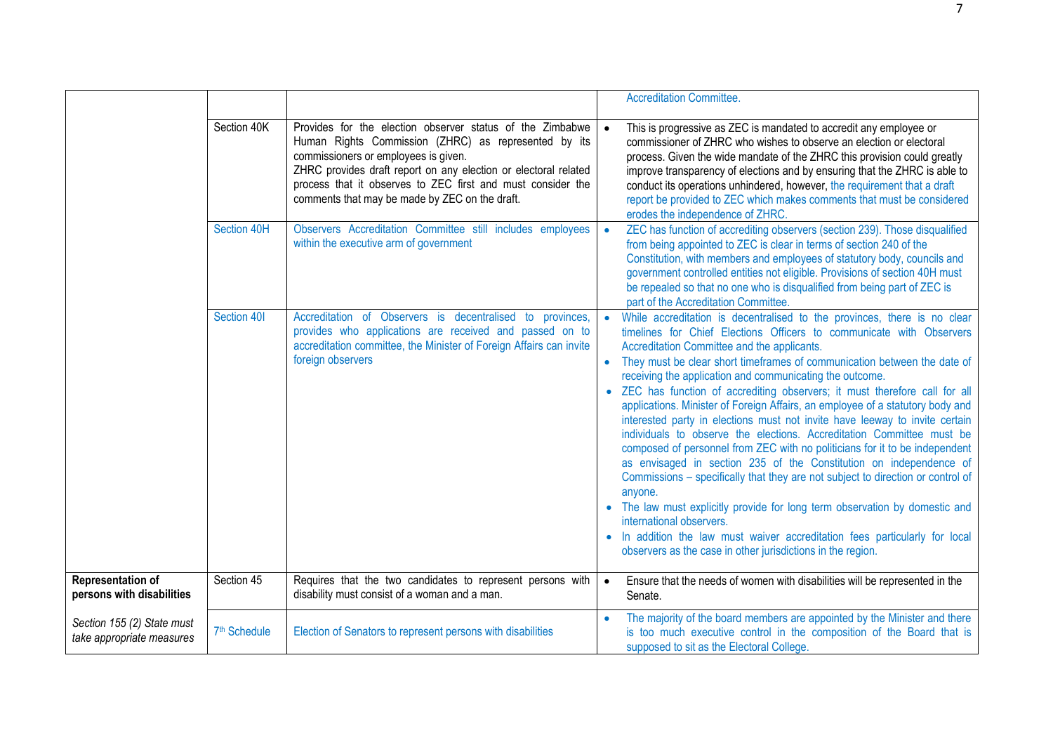| | | | |
|---|---|---|---|
| | | | Accreditation Committee. |
| | Section 40K | Provides for the election observer status of the Zimbabwe Human Rights Commission (ZHRC) as represented by its commissioners or employees is given.<br>ZHRC provides draft report on any election or electoral related process that it observes to ZEC first and must consider the comments that may be made by ZEC on the draft. | • This is progressive as ZEC is mandated to accredit any employee or commissioner of ZHRC who wishes to observe an election or electoral process. Given the wide mandate of the ZHRC this provision could greatly improve transparency of elections and by ensuring that the ZHRC is able to conduct its operations unhindered, however, the requirement that a draft report be provided to ZEC which makes comments that must be considered erodes the independence of ZHRC. |
| | Section 40H | Observers Accreditation Committee still includes employees within the executive arm of government | • ZEC has function of accrediting observers (section 239). Those disqualified from being appointed to ZEC is clear in terms of section 240 of the Constitution, with members and employees of statutory body, councils and government controlled entities not eligible. Provisions of section 40H must be repealed so that no one who is disqualified from being part of ZEC is part of the Accreditation Committee. |
| | Section 40I | Accreditation of Observers is decentralised to provinces, provides who applications are received and passed on to accreditation committee, the Minister of Foreign Affairs can invite foreign observers | • While accreditation is decentralised to the provinces, there is no clear timelines for Chief Elections Officers to communicate with Observers Accreditation Committee and the applicants.<br>• They must be clear short timeframes of communication between the date of receiving the application and communicating the outcome.<br>• ZEC has function of accrediting observers; it must therefore call for all applications. Minister of Foreign Affairs, an employee of a statutory body and interested party in elections must not invite have leeway to invite certain individuals to observe the elections. Accreditation Committee must be composed of personnel from ZEC with no politicians for it to be independent as envisaged in section 235 of the Constitution on independence of Commissions – specifically that they are not subject to direction or control of anyone.<br>• The law must explicitly provide for long term observation by domestic and international observers.<br>• In addition the law must waiver accreditation fees particularly for local observers as the case in other jurisdictions in the region. |
| **Representation of persons with disabilities** | Section 45 | Requires that the two candidates to represent persons with disability must consist of a woman and a man. | • Ensure that the needs of women with disabilities will be represented in the Senate. |
| *Section 155 (2) State must take appropriate measures* | 7th Schedule | Election of Senators to represent persons with disabilities | • The majority of the board members are appointed by the Minister and there is too much executive control in the composition of the Board that is supposed to sit as the Electoral College. |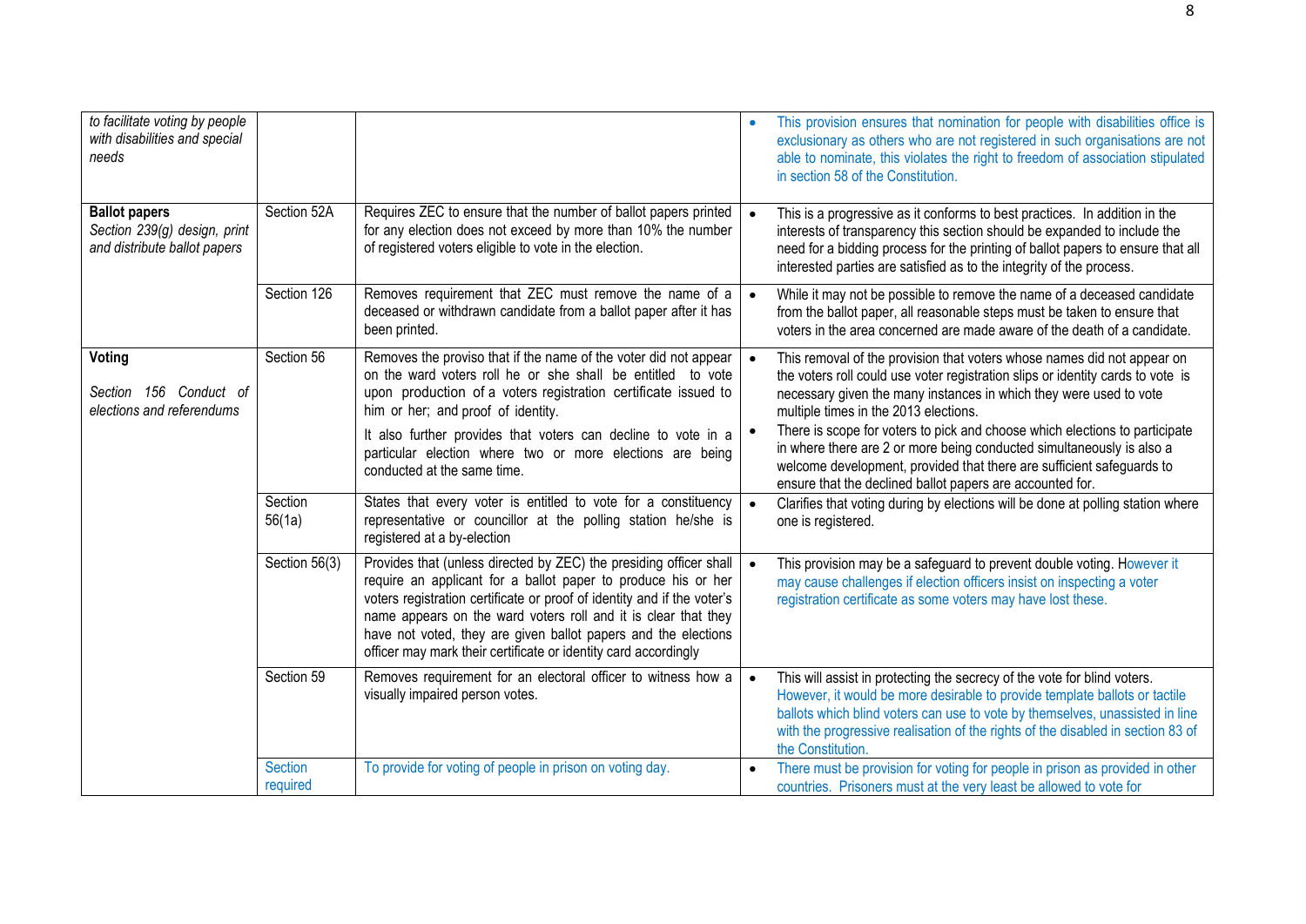| | | | |
|---|---|---|---|
| *to facilitate voting by people with disabilities and special needs* | | | • This provision ensures that nomination for people with disabilities office is exclusionary as others who are not registered in such organisations are not able to nominate, this violates the right to freedom of association stipulated in section 58 of the Constitution. |
| **Ballot papers** *Section 239(g) design, print and distribute ballot papers* | Section 52A | Requires ZEC to ensure that the number of ballot papers printed for any election does not exceed by more than 10% the number of registered voters eligible to vote in the election. | • This is a progressive as it conforms to best practices. In addition in the interests of transparency this section should be expanded to include the need for a bidding process for the printing of ballot papers to ensure that all interested parties are satisfied as to the integrity of the process. |
| | Section 126 | Removes requirement that ZEC must remove the name of a deceased or withdrawn candidate from a ballot paper after it has been printed. | • While it may not be possible to remove the name of a deceased candidate from the ballot paper, all reasonable steps must be taken to ensure that voters in the area concerned are made aware of the death of a candidate. |
| **Voting** *Section 156 Conduct of elections and referendums* | Section 56 | Removes the proviso that if the name of the voter did not appear on the ward voters roll he or she shall be entitled to vote upon production of a voters registration certificate issued to him or her; and proof of identity. It also further provides that voters can decline to vote in a particular election where two or more elections are being conducted at the same time. | • This removal of the provision that voters whose names did not appear on the voters roll could use voter registration slips or identity cards to vote is necessary given the many instances in which they were used to vote multiple times in the 2013 elections. • There is scope for voters to pick and choose which elections to participate in where there are 2 or more being conducted simultaneously is also a welcome development, provided that there are sufficient safeguards to ensure that the declined ballot papers are accounted for. |
| | Section 56(1a) | States that every voter is entitled to vote for a constituency representative or councillor at the polling station he/she is registered at a by-election | • Clarifies that voting during by elections will be done at polling station where one is registered. |
| | Section 56(3) | Provides that (unless directed by ZEC) the presiding officer shall require an applicant for a ballot paper to produce his or her voters registration certificate or proof of identity and if the voter's name appears on the ward voters roll and it is clear that they have not voted, they are given ballot papers and the elections officer may mark their certificate or identity card accordingly | • This provision may be a safeguard to prevent double voting. However it may cause challenges if election officers insist on inspecting a voter registration certificate as some voters may have lost these. |
| | Section 59 | Removes requirement for an electoral officer to witness how a visually impaired person votes. | • This will assist in protecting the secrecy of the vote for blind voters. However, it would be more desirable to provide template ballots or tactile ballots which blind voters can use to vote by themselves, unassisted in line with the progressive realisation of the rights of the disabled in section 83 of the Constitution. |
| | Section required | To provide for voting of people in prison on voting day. | • There must be provision for voting for people in prison as provided in other countries. Prisoners must at the very least be allowed to vote for |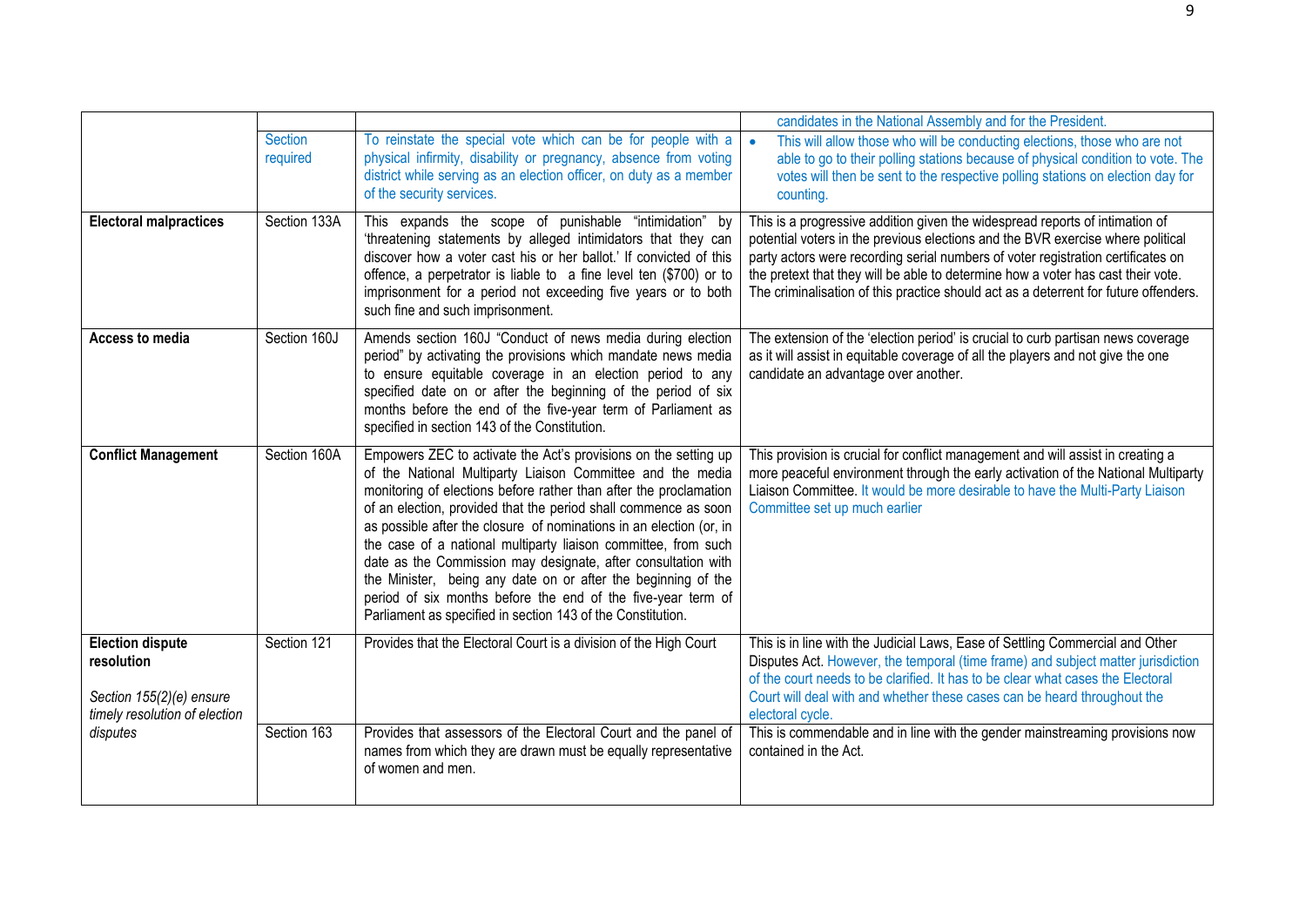| | | | |
|---|---|---|---|
| | | | candidates in the National Assembly and for the President. |
| | Section required | To reinstate the special vote which can be for people with a physical infirmity, disability or pregnancy, absence from voting district while serving as an election officer, on duty as a member of the security services. | • This will allow those who will be conducting elections, those who are not able to go to their polling stations because of physical condition to vote. The votes will then be sent to the respective polling stations on election day for counting. |
| **Electoral malpractices** | Section 133A | This expands the scope of punishable "intimidation" by 'threatening statements by alleged intimidators that they can discover how a voter cast his or her ballot.' If convicted of this offence, a perpetrator is liable to a fine level ten ($700) or to imprisonment for a period not exceeding five years or to both such fine and such imprisonment. | This is a progressive addition given the widespread reports of intimation of potential voters in the previous elections and the BVR exercise where political party actors were recording serial numbers of voter registration certificates on the pretext that they will be able to determine how a voter has cast their vote. The criminalisation of this practice should act as a deterrent for future offenders. |
| **Access to media** | Section 160J | Amends section 160J "Conduct of news media during election period" by activating the provisions which mandate news media to ensure equitable coverage in an election period to any specified date on or after the beginning of the period of six months before the end of the five-year term of Parliament as specified in section 143 of the Constitution. | The extension of the 'election period' is crucial to curb partisan news coverage as it will assist in equitable coverage of all the players and not give the one candidate an advantage over another. |
| **Conflict Management** | Section 160A | Empowers ZEC to activate the Act's provisions on the setting up of the National Multiparty Liaison Committee and the media monitoring of elections before rather than after the proclamation of an election, provided that the period shall commence as soon as possible after the closure of nominations in an election (or, in the case of a national multiparty liaison committee, from such date as the Commission may designate, after consultation with the Minister, being any date on or after the beginning of the period of six months before the end of the five-year term of Parliament as specified in section 143 of the Constitution. | This provision is crucial for conflict management and will assist in creating a more peaceful environment through the early activation of the National Multiparty Liaison Committee. It would be more desirable to have the Multi-Party Liaison Committee set up much earlier |
| **Election dispute resolution**<br><br>*Section 155(2)(e) ensure timely resolution of election disputes* | Section 121 | Provides that the Electoral Court is a division of the High Court | This is in line with the Judicial Laws, Ease of Settling Commercial and Other Disputes Act. However, the temporal (time frame) and subject matter jurisdiction of the court needs to be clarified. It has to be clear what cases the Electoral Court will deal with and whether these cases can be heard throughout the electoral cycle. |
| | Section 163 | Provides that assessors of the Electoral Court and the panel of names from which they are drawn must be equally representative of women and men. | This is commendable and in line with the gender mainstreaming provisions now contained in the Act. |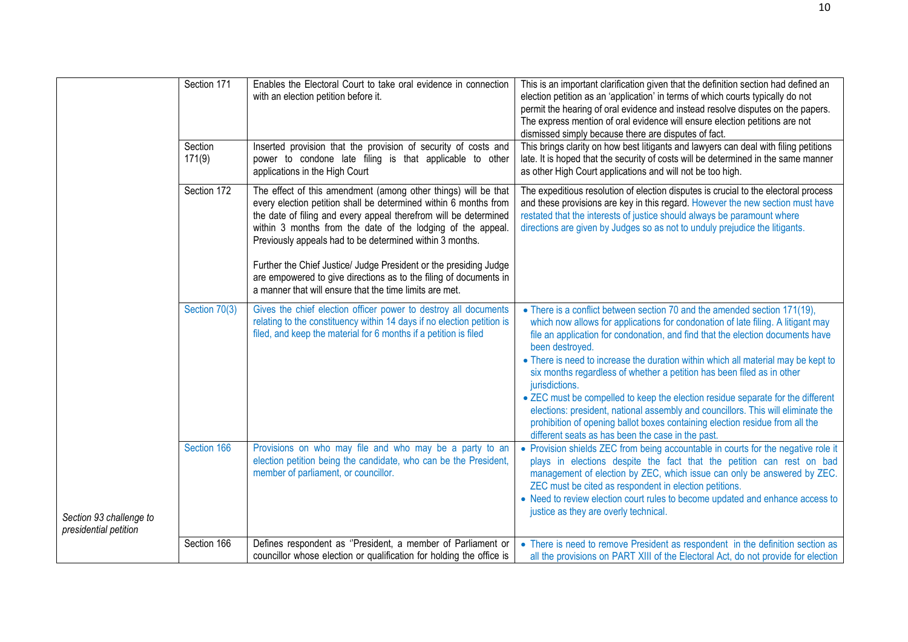| | | | |
|---|---|---|---|
| | Section 171 | Enables the Electoral Court to take oral evidence in connection with an election petition before it. | This is an important clarification given that the definition section had defined an election petition as an 'application' in terms of which courts typically do not permit the hearing of oral evidence and instead resolve disputes on the papers. The express mention of oral evidence will ensure election petitions are not dismissed simply because there are disputes of fact. |
| | Section 171(9) | Inserted provision that the provision of security of costs and power to condone late filing is that applicable to other applications in the High Court | This brings clarity on how best litigants and lawyers can deal with filing petitions late. It is hoped that the security of costs will be determined in the same manner as other High Court applications and will not be too high. |
| | Section 172 | The effect of this amendment (among other things) will be that every election petition shall be determined within 6 months from the date of filing and every appeal therefrom will be determined within 3 months from the date of the lodging of the appeal. Previously appeals had to be determined within 3 months.<br><br>Further the Chief Justice/ Judge President or the presiding Judge are empowered to give directions as to the filing of documents in a manner that will ensure that the time limits are met. | The expeditious resolution of election disputes is crucial to the electoral process and these provisions are key in this regard. However the new section must have restated that the interests of justice should always be paramount where directions are given by Judges so as not to unduly prejudice the litigants. |
| | Section 70(3) | Gives the chief election officer power to destroy all documents relating to the constituency within 14 days if no election petition is filed, and keep the material for 6 months if a petition is filed | • There is a conflict between section 70 and the amended section 171(19), which now allows for applications for condonation of late filing. A litigant may file an application for condonation, and find that the election documents have been destroyed.<br>• There is need to increase the duration within which all material may be kept to six months regardless of whether a petition has been filed as in other jurisdictions.<br>• ZEC must be compelled to keep the election residue separate for the different elections: president, national assembly and councillors. This will eliminate the prohibition of opening ballot boxes containing election residue from all the different seats as has been the case in the past. |
| *Section 93 challenge to presidential petition* | Section 166 | Provisions on who may file and who may be a party to an election petition being the candidate, who can be the President, member of parliament, or councillor. | • Provision shields ZEC from being accountable in courts for the negative role it plays in elections despite the fact that the petition can rest on bad management of election by ZEC, which issue can only be answered by ZEC. ZEC must be cited as respondent in election petitions.<br>• Need to review election court rules to become updated and enhance access to justice as they are overly technical. |
| | Section 166 | Defines respondent as "President, a member of Parliament or councillor whose election or qualification for holding the office is | • There is need to remove President as respondent in the definition section as all the provisions on PART XIII of the Electoral Act, do not provide for election |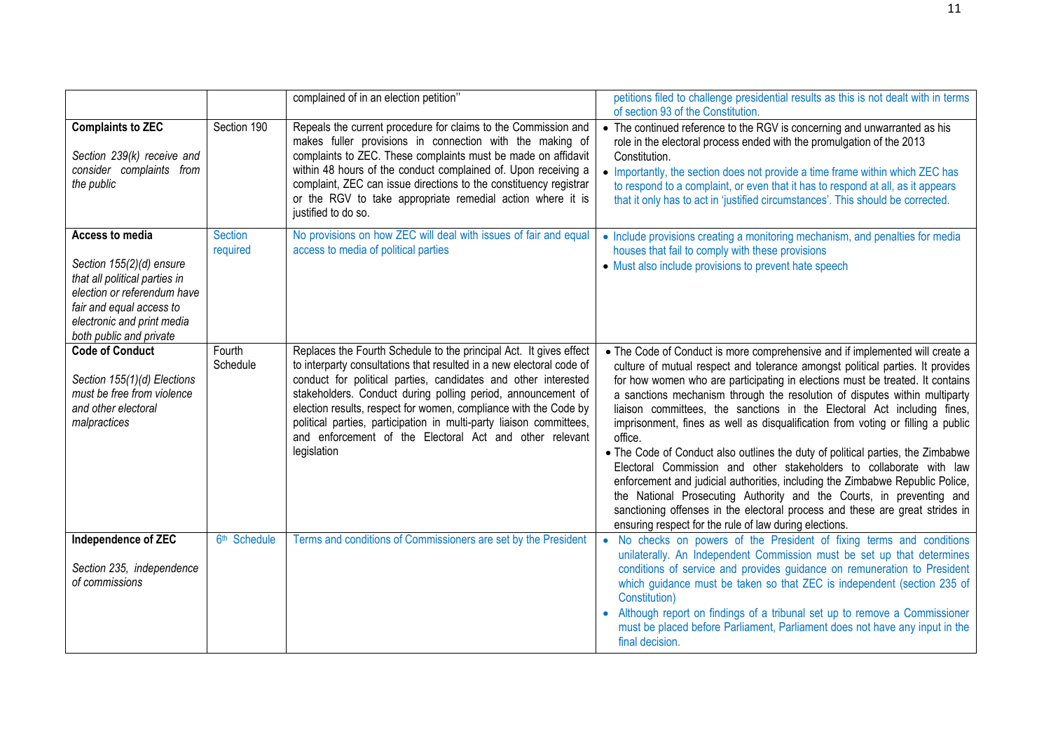|  |  |  |  |
|---|---|---|---|
|  |  | complained of in an election petition" | petitions filed to challenge presidential results as this is not dealt with in terms of section 93 of the Constitution. |
| **Complaints to ZEC**<br><br>*Section 239(k) receive and consider complaints from the public* | Section 190 | Repeals the current procedure for claims to the Commission and makes fuller provisions in connection with the making of complaints to ZEC. These complaints must be made on affidavit within 48 hours of the conduct complained of. Upon receiving a complaint, ZEC can issue directions to the constituency registrar or the RGV to take appropriate remedial action where it is justified to do so. | • The continued reference to the RGV is concerning and unwarranted as his role in the electoral process ended with the promulgation of the 2013 Constitution.<br>• Importantly, the section does not provide a time frame within which ZEC has to respond to a complaint, or even that it has to respond at all, as it appears that it only has to act in 'justified circumstances'. This should be corrected. |
| **Access to media**<br><br>*Section 155(2)(d) ensure that all political parties in election or referendum have fair and equal access to electronic and print media both public and private* | Section required | No provisions on how ZEC will deal with issues of fair and equal access to media of political parties | • Include provisions creating a monitoring mechanism, and penalties for media houses that fail to comply with these provisions<br>• Must also include provisions to prevent hate speech |
| **Code of Conduct**<br><br>*Section 155(1)(d) Elections must be free from violence and other electoral malpractices* | Fourth Schedule | Replaces the Fourth Schedule to the principal Act. It gives effect to interparty consultations that resulted in a new electoral code of conduct for political parties, candidates and other interested stakeholders. Conduct during polling period, announcement of election results, respect for women, compliance with the Code by political parties, participation in multi-party liaison committees, and enforcement of the Electoral Act and other relevant legislation | • The Code of Conduct is more comprehensive and if implemented will create a culture of mutual respect and tolerance amongst political parties. It provides for how women who are participating in elections must be treated. It contains a sanctions mechanism through the resolution of disputes within multiparty liaison committees, the sanctions in the Electoral Act including fines, imprisonment, fines as well as disqualification from voting or filling a public office.<br>• The Code of Conduct also outlines the duty of political parties, the Zimbabwe Electoral Commission and other stakeholders to collaborate with law enforcement and judicial authorities, including the Zimbabwe Republic Police, the National Prosecuting Authority and the Courts, in preventing and sanctioning offenses in the electoral process and these are great strides in ensuring respect for the rule of law during elections. |
| **Independence of ZEC**<br><br>*Section 235, independence of commissions* | 6th Schedule | Terms and conditions of Commissioners are set by the President | • No checks on powers of the President of fixing terms and conditions unilaterally. An Independent Commission must be set up that determines conditions of service and provides guidance on remuneration to President which guidance must be taken so that ZEC is independent (section 235 of Constitution)<br>• Although report on findings of a tribunal set up to remove a Commissioner must be placed before Parliament, Parliament does not have any input in the final decision. |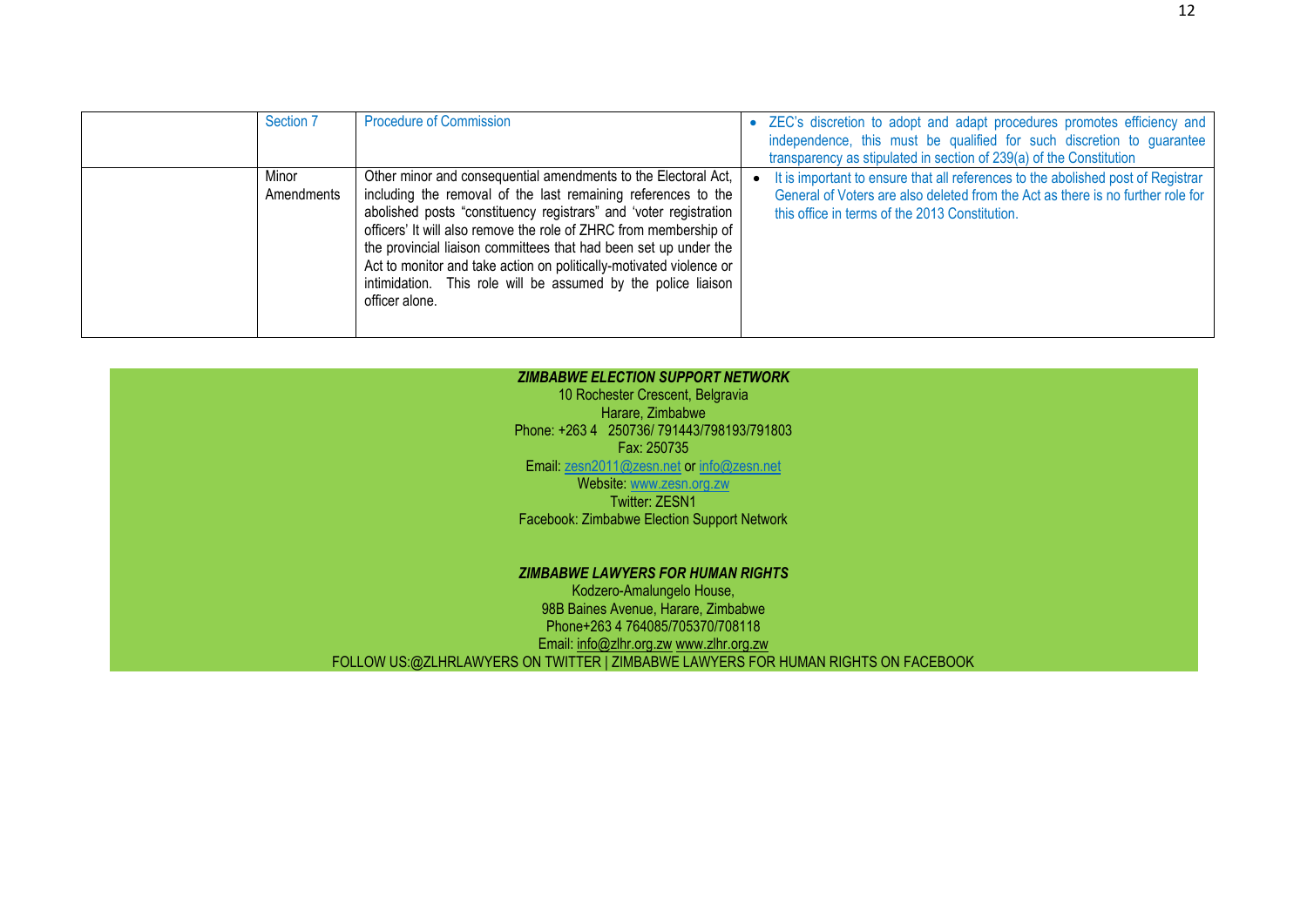| | | | |
|---|---|---|---|
| | Section 7 | Procedure of Commission | • ZEC's discretion to adopt and adapt procedures promotes efficiency and independence, this must be qualified for such discretion to guarantee transparency as stipulated in section of 239(a) of the Constitution |
| | Minor Amendments | Other minor and consequential amendments to the Electoral Act, including the removal of the last remaining references to the abolished posts "constituency registrars" and 'voter registration officers' It will also remove the role of ZHRC from membership of the provincial liaison committees that had been set up under the Act to monitor and take action on politically-motivated violence or intimidation. This role will be assumed by the police liaison officer alone. | • It is important to ensure that all references to the abolished post of Registrar General of Voters are also deleted from the Act as there is no further role for this office in terms of the 2013 Constitution. |

***ZIMBABWE ELECTION SUPPORT NETWORK***
10 Rochester Crescent, Belgravia
Harare, Zimbabwe
Phone: +263 4 250736/ 791443/798193/791803
Fax: 250735
Email: zesn2011@zesn.net or info@zesn.net
Website: www.zesn.org.zw
Twitter: ZESN1
Facebook: Zimbabwe Election Support Network

***ZIMBABWE LAWYERS FOR HUMAN RIGHTS***
Kodzero-Amalungelo House,
98B Baines Avenue, Harare, Zimbabwe
Phone+263 4 764085/705370/708118
Email: info@zlhr.org.zw www.zlhr.org.zw
FOLLOW US:@ZLHRLAWYERS ON TWITTER | ZIMBABWE LAWYERS FOR HUMAN RIGHTS ON FACEBOOK